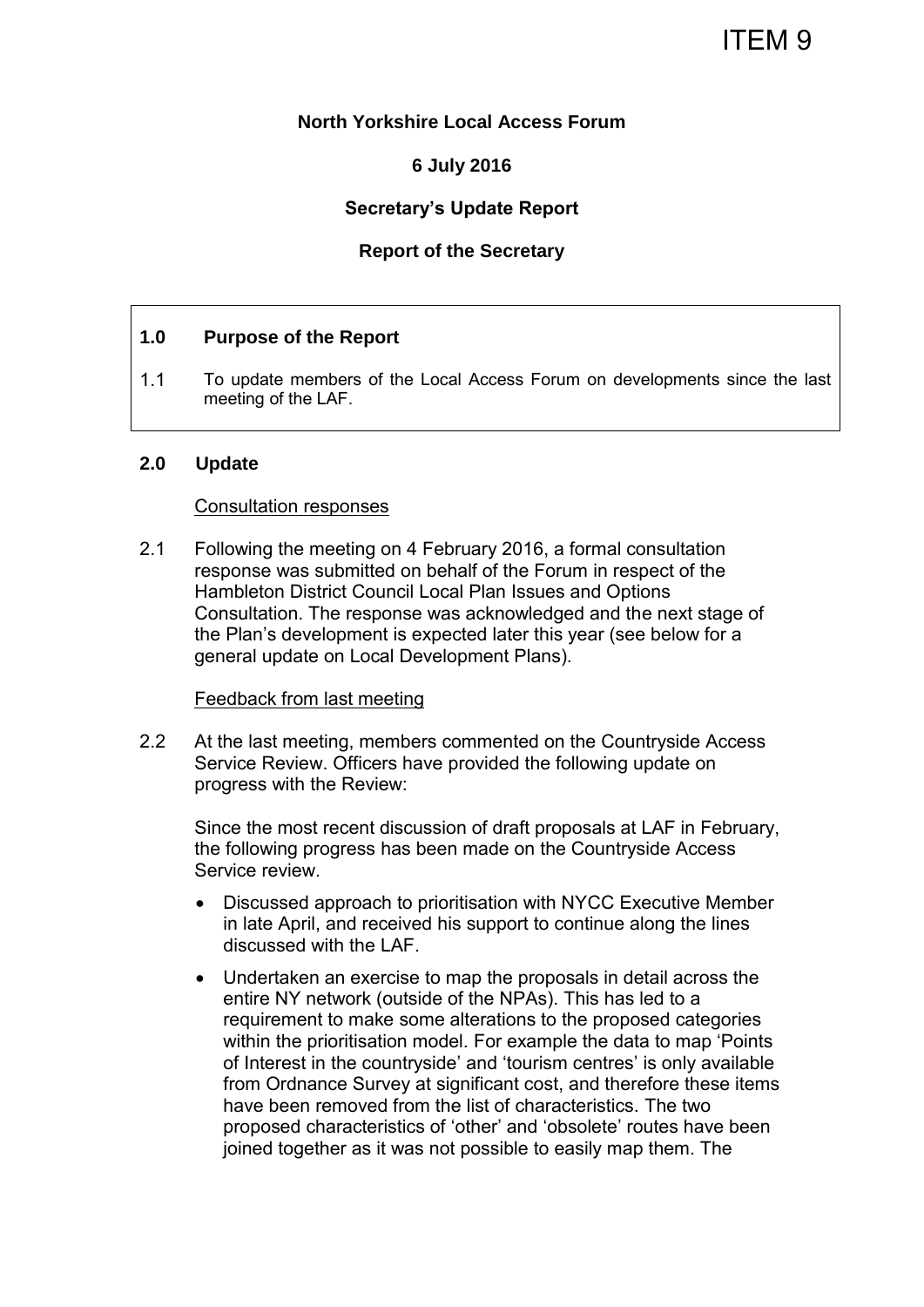ITEM 9

**North Yorkshire Local Access Forum**

**6 July 2016**

**Secretary's Update Report**

**Report of the Secretary**

## 1.0 Purpose of the Report

1.1 To update members of the Local Access Forum on developments since the last meeting of the LAF.

## 2.0 Update

Consultation responses

2.1 Following the meeting on 4 February 2016, a formal consultation response was submitted on behalf of the Forum in respect of the Hambleton District Council Local Plan Issues and Options Consultation. The response was acknowledged and the next stage of the Plan's development is expected later this year (see below for a general update on Local Development Plans).

Feedback from last meeting

2.2 At the last meeting, members commented on the Countryside Access Service Review. Officers have provided the following update on progress with the Review:

Since the most recent discussion of draft proposals at LAF in February, the following progress has been made on the Countryside Access Service review.

- Discussed approach to prioritisation with NYCC Executive Member in late April, and received his support to continue along the lines discussed with the LAF.
- Undertaken an exercise to map the proposals in detail across the entire NY network (outside of the NPAs). This has led to a requirement to make some alterations to the proposed categories within the prioritisation model. For example the data to map 'Points of Interest in the countryside' and 'tourism centres' is only available from Ordnance Survey at significant cost, and therefore these items have been removed from the list of characteristics. The two proposed characteristics of 'other' and 'obsolete' routes have been joined together as it was not possible to easily map them. The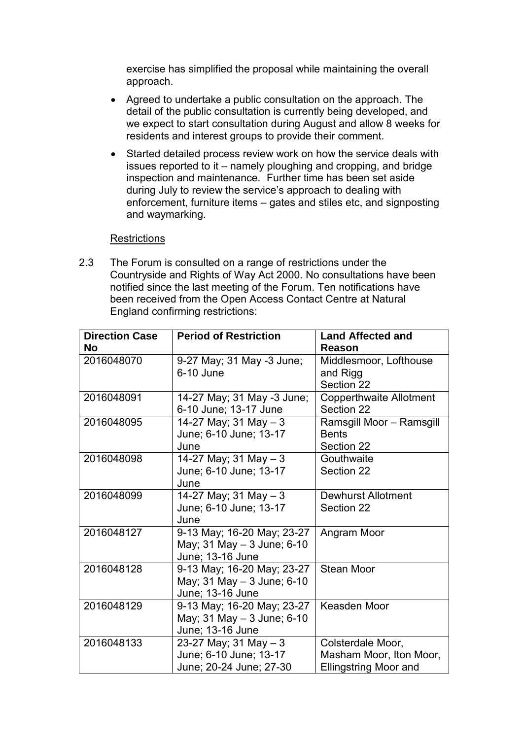exercise has simplified the proposal while maintaining the overall approach.

- Agreed to undertake a public consultation on the approach. The detail of the public consultation is currently being developed, and we expect to start consultation during August and allow 8 weeks for residents and interest groups to provide their comment.
- Started detailed process review work on how the service deals with issues reported to it – namely ploughing and cropping, and bridge inspection and maintenance. Further time has been set aside during July to review the service's approach to dealing with enforcement, furniture items – gates and stiles etc, and signposting and waymarking.

Restrictions

2.3 The Forum is consulted on a range of restrictions under the Countryside and Rights of Way Act 2000. No consultations have been notified since the last meeting of the Forum. Ten notifications have been received from the Open Access Contact Centre at Natural England confirming restrictions:

| Direction Case No | Period of Restriction | Land Affected and Reason |
|---|---|---|
| 2016048070 | 9-27 May; 31 May -3 June; 6-10 June | Middlesmoor, Lofthouse and Rigg Section 22 |
| 2016048091 | 14-27 May; 31 May -3 June; 6-10 June; 13-17 June | Copperthwaite Allotment Section 22 |
| 2016048095 | 14-27 May; 31 May – 3 June; 6-10 June; 13-17 June | Ramsgill Moor – Ramsgill Bents Section 22 |
| 2016048098 | 14-27 May; 31 May – 3 June; 6-10 June; 13-17 June | Gouthwaite Section 22 |
| 2016048099 | 14-27 May; 31 May – 3 June; 6-10 June; 13-17 June | Dewhurst Allotment Section 22 |
| 2016048127 | 9-13 May; 16-20 May; 23-27 May; 31 May – 3 June; 6-10 June; 13-16 June | Angram Moor |
| 2016048128 | 9-13 May; 16-20 May; 23-27 May; 31 May – 3 June; 6-10 June; 13-16 June | Stean Moor |
| 2016048129 | 9-13 May; 16-20 May; 23-27 May; 31 May – 3 June; 6-10 June; 13-16 June | Keasden Moor |
| 2016048133 | 23-27 May; 31 May – 3 June; 6-10 June; 13-17 June; 20-24 June; 27-30 | Colsterdale Moor, Masham Moor, Iton Moor, Ellingstring Moor and |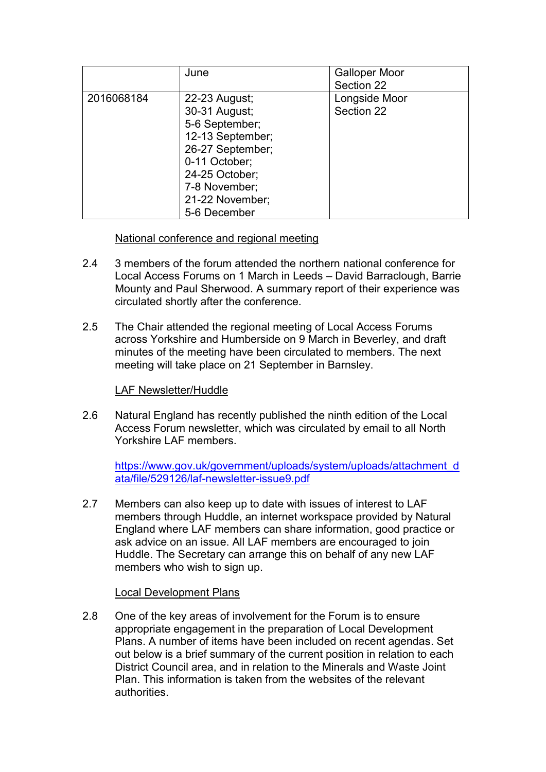| | | |
|---|---|---|
| | June | Galloper Moor Section 22 |
| 2016068184 | 22-23 August;<br>30-31 August;<br>5-6 September;<br>12-13 September;<br>26-27 September;<br>0-11 October;<br>24-25 October;<br>7-8 November;<br>21-22 November;<br>5-6 December | Longside Moor Section 22 |

National conference and regional meeting

2.4 3 members of the forum attended the northern national conference for Local Access Forums on 1 March in Leeds – David Barraclough, Barrie Mounty and Paul Sherwood. A summary report of their experience was circulated shortly after the conference.

2.5 The Chair attended the regional meeting of Local Access Forums across Yorkshire and Humberside on 9 March in Beverley, and draft minutes of the meeting have been circulated to members. The next meeting will take place on 21 September in Barnsley.

LAF Newsletter/Huddle

2.6 Natural England has recently published the ninth edition of the Local Access Forum newsletter, which was circulated by email to all North Yorkshire LAF members.

https://www.gov.uk/government/uploads/system/uploads/attachment_data/file/529126/laf-newsletter-issue9.pdf

2.7 Members can also keep up to date with issues of interest to LAF members through Huddle, an internet workspace provided by Natural England where LAF members can share information, good practice or ask advice on an issue. All LAF members are encouraged to join Huddle. The Secretary can arrange this on behalf of any new LAF members who wish to sign up.

Local Development Plans

2.8 One of the key areas of involvement for the Forum is to ensure appropriate engagement in the preparation of Local Development Plans. A number of items have been included on recent agendas. Set out below is a brief summary of the current position in relation to each District Council area, and in relation to the Minerals and Waste Joint Plan. This information is taken from the websites of the relevant authorities.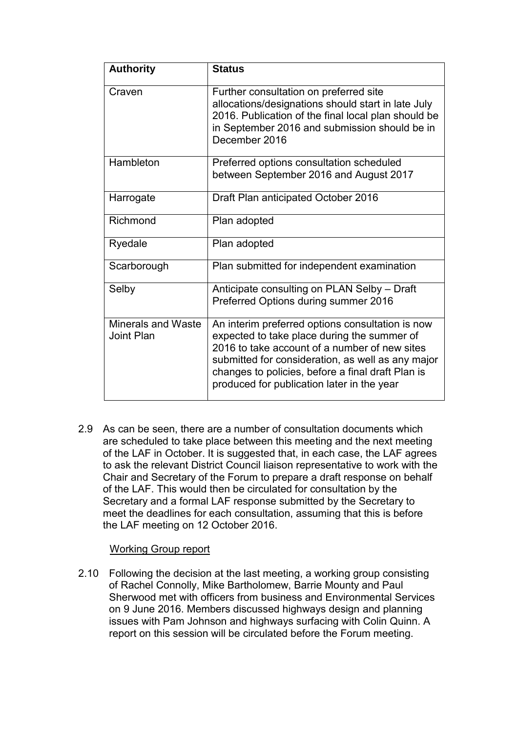| Authority | Status |
| --- | --- |
| Craven | Further consultation on preferred site allocations/designations should start in late July 2016. Publication of the final local plan should be in September 2016 and submission should be in December 2016 |
| Hambleton | Preferred options consultation scheduled between September 2016 and August 2017 |
| Harrogate | Draft Plan anticipated October 2016 |
| Richmond | Plan adopted |
| Ryedale | Plan adopted |
| Scarborough | Plan submitted for independent examination |
| Selby | Anticipate consulting on PLAN Selby – Draft Preferred Options during summer 2016 |
| Minerals and Waste Joint Plan | An interim preferred options consultation is now expected to take place during the summer of 2016 to take account of a number of new sites submitted for consideration, as well as any major changes to policies, before a final draft Plan is produced for publication later in the year |

2.9 As can be seen, there are a number of consultation documents which are scheduled to take place between this meeting and the next meeting of the LAF in October. It is suggested that, in each case, the LAF agrees to ask the relevant District Council liaison representative to work with the Chair and Secretary of the Forum to prepare a draft response on behalf of the LAF. This would then be circulated for consultation by the Secretary and a formal LAF response submitted by the Secretary to meet the deadlines for each consultation, assuming that this is before the LAF meeting on 12 October 2016.

Working Group report

2.10 Following the decision at the last meeting, a working group consisting of Rachel Connolly, Mike Bartholomew, Barrie Mounty and Paul Sherwood met with officers from business and Environmental Services on 9 June 2016. Members discussed highways design and planning issues with Pam Johnson and highways surfacing with Colin Quinn. A report on this session will be circulated before the Forum meeting.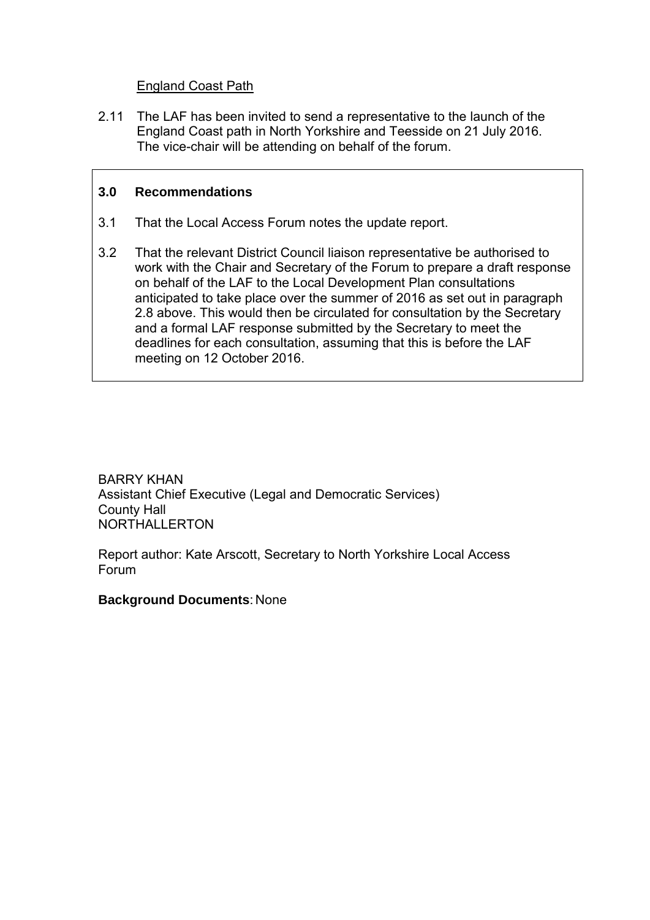England Coast Path

2.11 The LAF has been invited to send a representative to the launch of the England Coast path in North Yorkshire and Teesside on 21 July 2016. The vice-chair will be attending on behalf of the forum.

## 3.0 Recommendations

3.1 That the Local Access Forum notes the update report.

3.2 That the relevant District Council liaison representative be authorised to work with the Chair and Secretary of the Forum to prepare a draft response on behalf of the LAF to the Local Development Plan consultations anticipated to take place over the summer of 2016 as set out in paragraph 2.8 above. This would then be circulated for consultation by the Secretary and a formal LAF response submitted by the Secretary to meet the deadlines for each consultation, assuming that this is before the LAF meeting on 12 October 2016.

BARRY KHAN
Assistant Chief Executive (Legal and Democratic Services)
County Hall
NORTHALLERTON

Report author: Kate Arscott, Secretary to North Yorkshire Local Access Forum

**Background Documents**: None